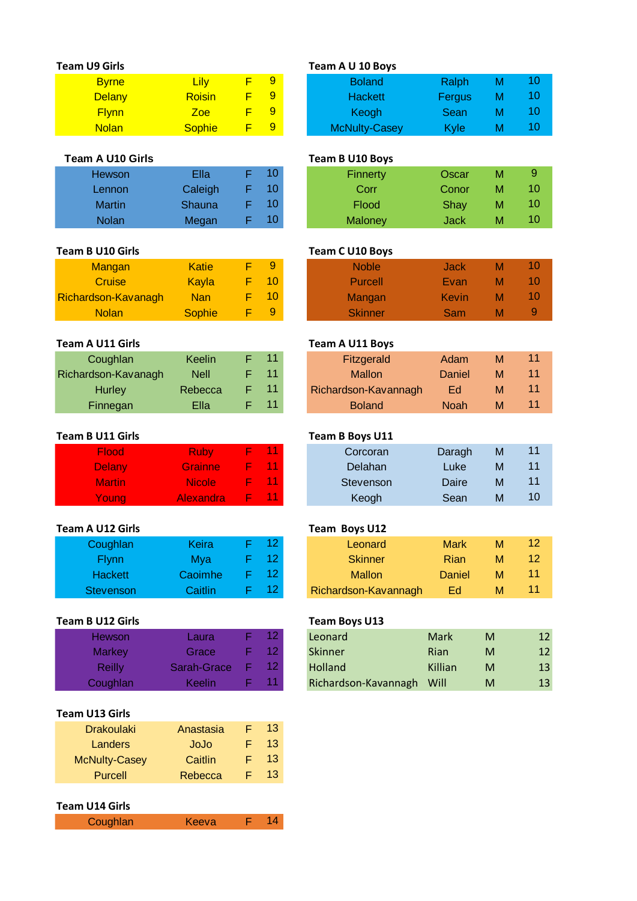**Team U9 Girls**

| | | | |
|---|---|---|---|
| Byrne | Lily | F | 9 |
| Delany | Roisin | F | 9 |
| Flynn | Zoe | F | 9 |
| Nolan | Sophie | F | 9 |

**Team A U 10 Boys**

| | | | |
|---|---|---|---|
| Boland | Ralph | M | 10 |
| Hackett | Fergus | M | 10 |
| Keogh | Sean | M | 10 |
| McNulty-Casey | Kyle | M | 10 |

**Team A U10 Girls**

| | | | |
|---|---|---|---|
| Hewson | Ella | F | 10 |
| Lennon | Caleigh | F | 10 |
| Martin | Shauna | F | 10 |
| Nolan | Megan | F | 10 |

**Team B U10 Boys**

| | | | |
|---|---|---|---|
| Finnerty | Oscar | M | 9 |
| Corr | Conor | M | 10 |
| Flood | Shay | M | 10 |
| Maloney | Jack | M | 10 |

**Team B U10 Girls**

| | | | |
|---|---|---|---|
| Mangan | Katie | F | 9 |
| Cruise | Kayla | F | 10 |
| Richardson-Kavanagh | Nan | F | 10 |
| Nolan | Sophie | F | 9 |

**Team C U10 Boys**

| | | | |
|---|---|---|---|
| Noble | Jack | M | 10 |
| Purcell | Evan | M | 10 |
| Mangan | Kevin | M | 10 |
| Skinner | Sam | M | 9 |

**Team A U11 Girls**

| | | | |
|---|---|---|---|
| Coughlan | Keelin | F | 11 |
| Richardson-Kavanagh | Nell | F | 11 |
| Hurley | Rebecca | F | 11 |
| Finnegan | Ella | F | 11 |

**Team A U11 Boys**

| | | | |
|---|---|---|---|
| Fitzgerald | Adam | M | 11 |
| Mallon | Daniel | M | 11 |
| Richardson-Kavannagh | Ed | M | 11 |
| Boland | Noah | M | 11 |

**Team B U11 Girls**

| | | | |
|---|---|---|---|
| Flood | Ruby | F | 11 |
| Delany | Grainne | F | 11 |
| Martin | Nicole | F | 11 |
| Young | Alexandra | F | 11 |

**Team B Boys U11**

| | | | |
|---|---|---|---|
| Corcoran | Daragh | M | 11 |
| Delahan | Luke | M | 11 |
| Stevenson | Daire | M | 11 |
| Keogh | Sean | M | 10 |

**Team A U12 Girls**

| | | | |
|---|---|---|---|
| Coughlan | Keira | F | 12 |
| Flynn | Mya | F | 12 |
| Hackett | Caoimhe | F | 12 |
| Stevenson | Caitlin | F | 12 |

**Team Boys U12**

| | | | |
|---|---|---|---|
| Leonard | Mark | M | 12 |
| Skinner | Rian | M | 12 |
| Mallon | Daniel | M | 11 |
| Richardson-Kavannagh | Ed | M | 11 |

**Team B U12 Girls**

| | | | |
|---|---|---|---|
| Hewson | Laura | F | 12 |
| Markey | Grace | F | 12 |
| Reilly | Sarah-Grace | F | 12 |
| Coughlan | Keelin | F | 11 |

**Team Boys U13**

| | | | |
|---|---|---|---|
| Leonard | Mark | M | 12 |
| Skinner | Rian | M | 12 |
| Holland | Killian | M | 13 |
| Richardson-Kavannagh | Will | M | 13 |

**Team U13 Girls**

| | | | |
|---|---|---|---|
| Drakoulaki | Anastasia | F | 13 |
| Landers | JoJo | F | 13 |
| McNulty-Casey | Caitlin | F | 13 |
| Purcell | Rebecca | F | 13 |

**Team U14 Girls**

| | | | |
|---|---|---|---|
| Coughlan | Keeva | F | 14 |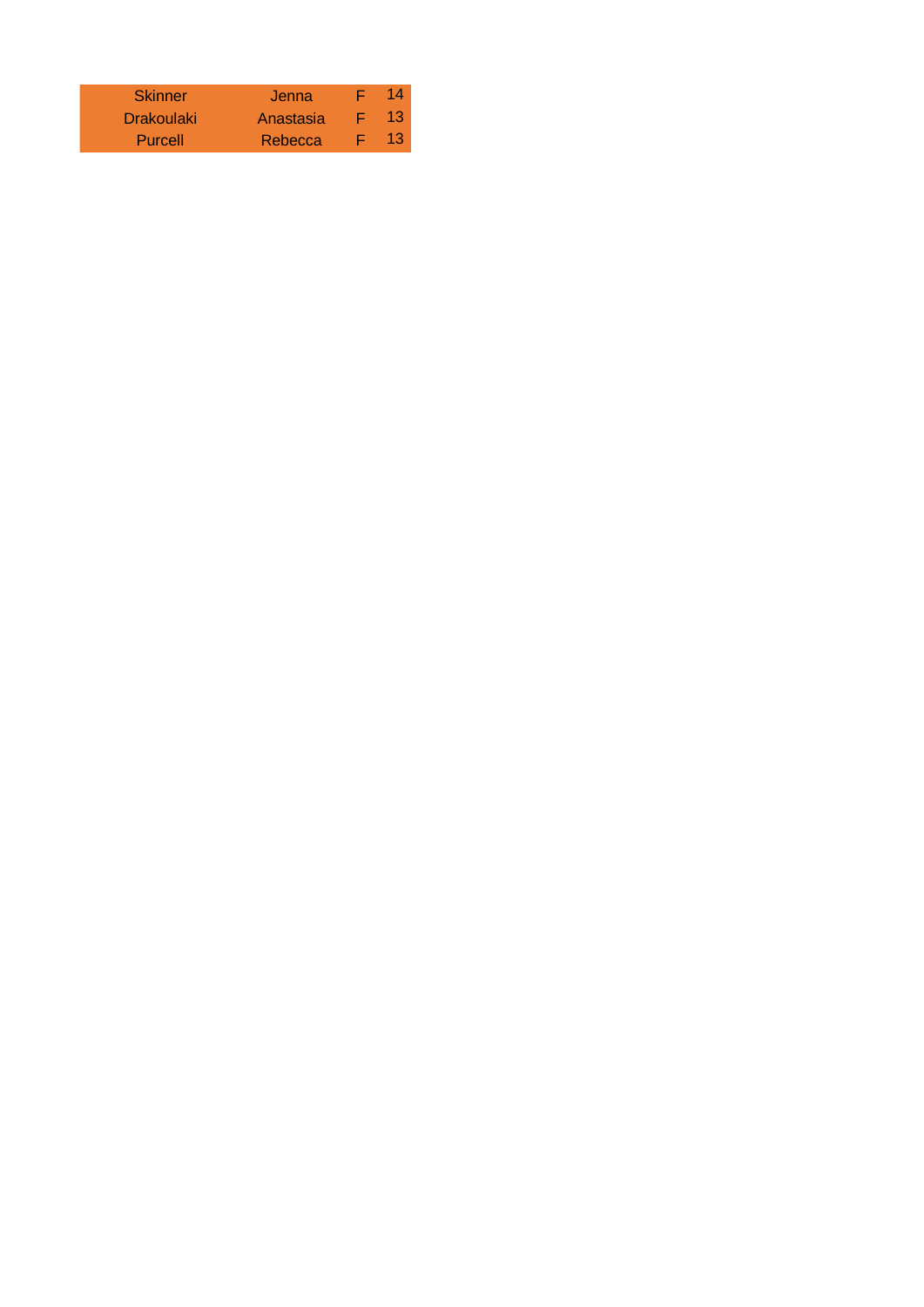| | | | |
|---|---|---|---|
| Skinner | Jenna | F | 14 |
| Drakoulaki | Anastasia | F | 13 |
| Purcell | Rebecca | F | 13 |